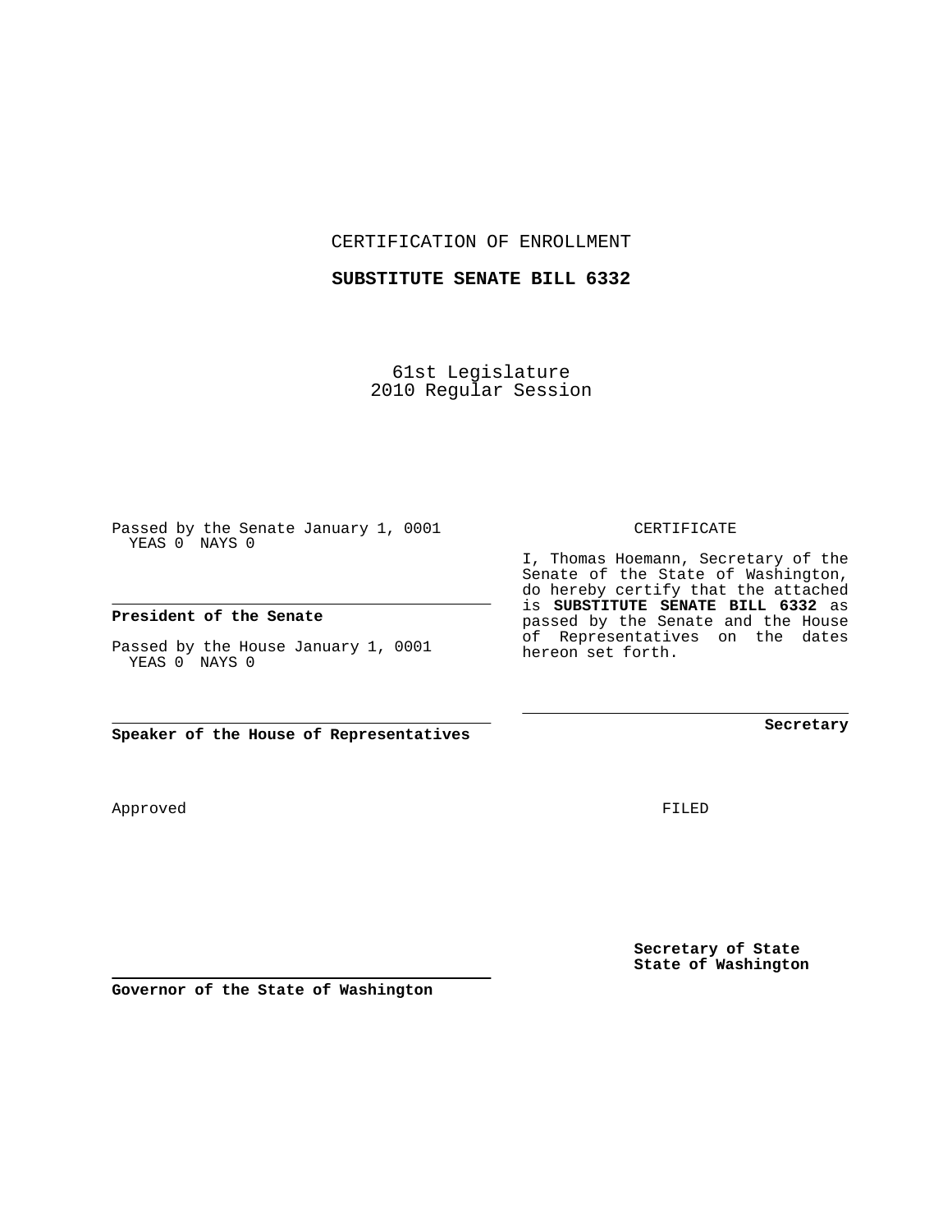CERTIFICATION OF ENROLLMENT

**SUBSTITUTE SENATE BILL 6332**

61st Legislature
2010 Regular Session

Passed by the Senate January 1, 0001
YEAS 0 NAYS 0

**President of the Senate**

Passed by the House January 1, 0001
YEAS 0 NAYS 0

**Speaker of the House of Representatives**

CERTIFICATE

I, Thomas Hoemann, Secretary of the Senate of the State of Washington, do hereby certify that the attached is **SUBSTITUTE SENATE BILL 6332** as passed by the Senate and the House of Representatives on the dates hereon set forth.

**Secretary**

Approved

FILED

**Secretary of State**
**State of Washington**

**Governor of the State of Washington**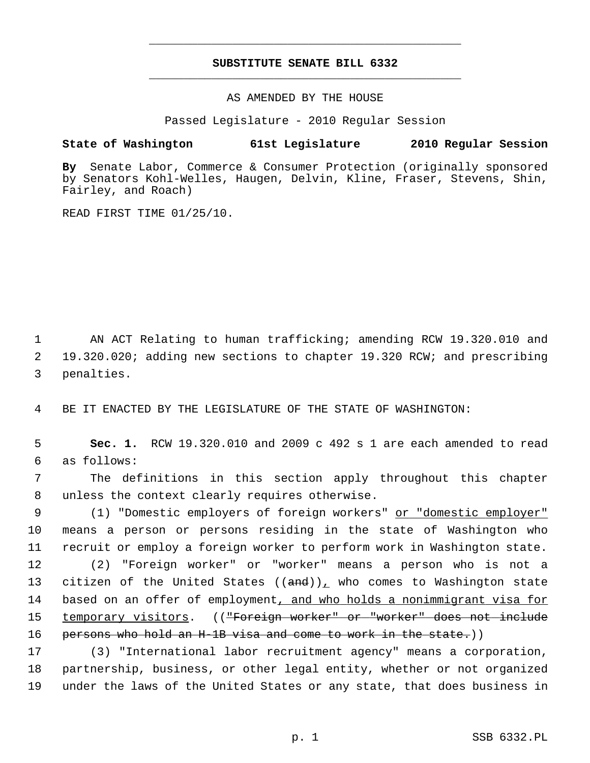## SUBSTITUTE SENATE BILL 6332

AS AMENDED BY THE HOUSE

Passed Legislature - 2010 Regular Session

**State of Washington 61st Legislature 2010 Regular Session**

**By** Senate Labor, Commerce & Consumer Protection (originally sponsored by Senators Kohl-Welles, Haugen, Delvin, Kline, Fraser, Stevens, Shin, Fairley, and Roach)

READ FIRST TIME 01/25/10.

1 AN ACT Relating to human trafficking; amending RCW 19.320.010 and
2 19.320.020; adding new sections to chapter 19.320 RCW; and prescribing
3 penalties.

4 BE IT ENACTED BY THE LEGISLATURE OF THE STATE OF WASHINGTON:

5 **Sec. 1.** RCW 19.320.010 and 2009 c 492 s 1 are each amended to read
6 as follows:

7 The definitions in this section apply throughout this chapter
8 unless the context clearly requires otherwise.

9 (1) "Domestic employers of foreign workers" <u>or "domestic employer"</u>
10 means a person or persons residing in the state of Washington who
11 recruit or employ a foreign worker to perform work in Washington state.

12 (2) "Foreign worker" or "worker" means a person who is not a
13 citizen of the United States ((~~and~~))<u>,</u> who comes to Washington state
14 based on an offer of employment<u>, and who holds a nonimmigrant visa for</u>
15 <u>temporary visitors</u>. ((~~"Foreign worker" or "worker" does not include~~
16 ~~persons who hold an H-1B visa and come to work in the state.~~))

17 (3) "International labor recruitment agency" means a corporation,
18 partnership, business, or other legal entity, whether or not organized
19 under the laws of the United States or any state, that does business in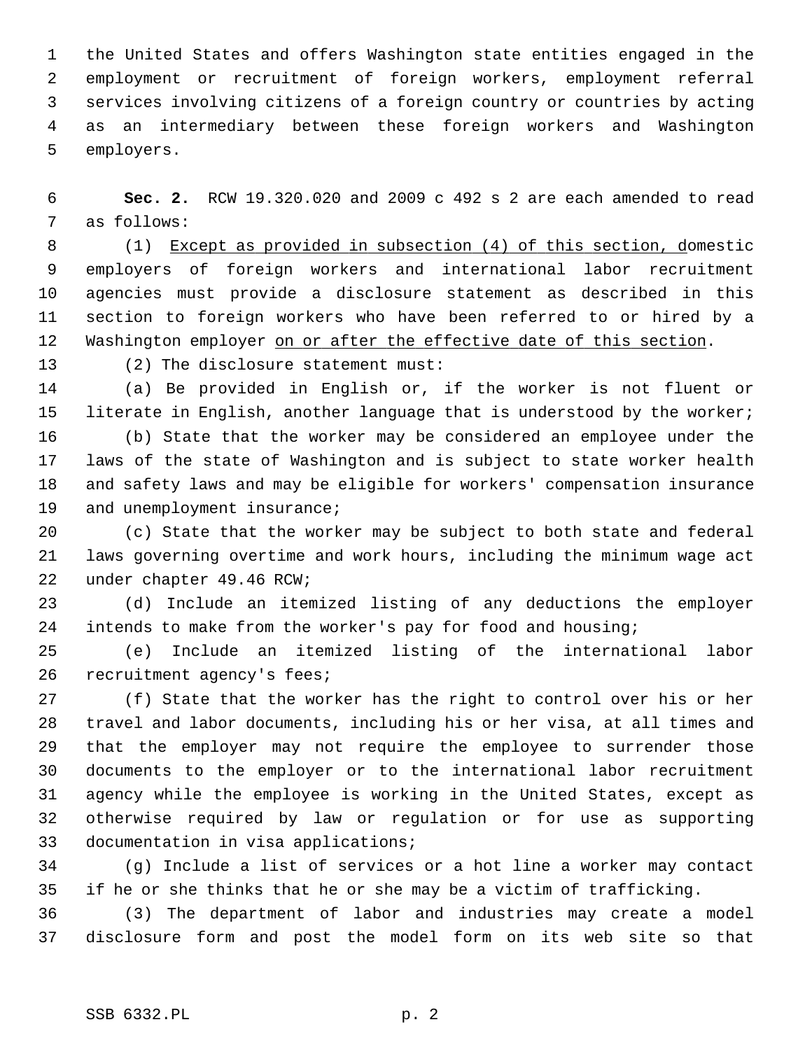the United States and offers Washington state entities engaged in the employment or recruitment of foreign workers, employment referral services involving citizens of a foreign country or countries by acting as an intermediary between these foreign workers and Washington employers.

**Sec. 2.** RCW 19.320.020 and 2009 c 492 s 2 are each amended to read as follows:

(1) <u>Except as provided in subsection (4) of this section, d</u>omestic employers of foreign workers and international labor recruitment agencies must provide a disclosure statement as described in this section to foreign workers who have been referred to or hired by a Washington employer <u>on or after the effective date of this section</u>.

(2) The disclosure statement must:

(a) Be provided in English or, if the worker is not fluent or literate in English, another language that is understood by the worker;

(b) State that the worker may be considered an employee under the laws of the state of Washington and is subject to state worker health and safety laws and may be eligible for workers' compensation insurance and unemployment insurance;

(c) State that the worker may be subject to both state and federal laws governing overtime and work hours, including the minimum wage act under chapter 49.46 RCW;

(d) Include an itemized listing of any deductions the employer intends to make from the worker's pay for food and housing;

(e) Include an itemized listing of the international labor recruitment agency's fees;

(f) State that the worker has the right to control over his or her travel and labor documents, including his or her visa, at all times and that the employer may not require the employee to surrender those documents to the employer or to the international labor recruitment agency while the employee is working in the United States, except as otherwise required by law or regulation or for use as supporting documentation in visa applications;

(g) Include a list of services or a hot line a worker may contact if he or she thinks that he or she may be a victim of trafficking.

(3) The department of labor and industries may create a model disclosure form and post the model form on its web site so that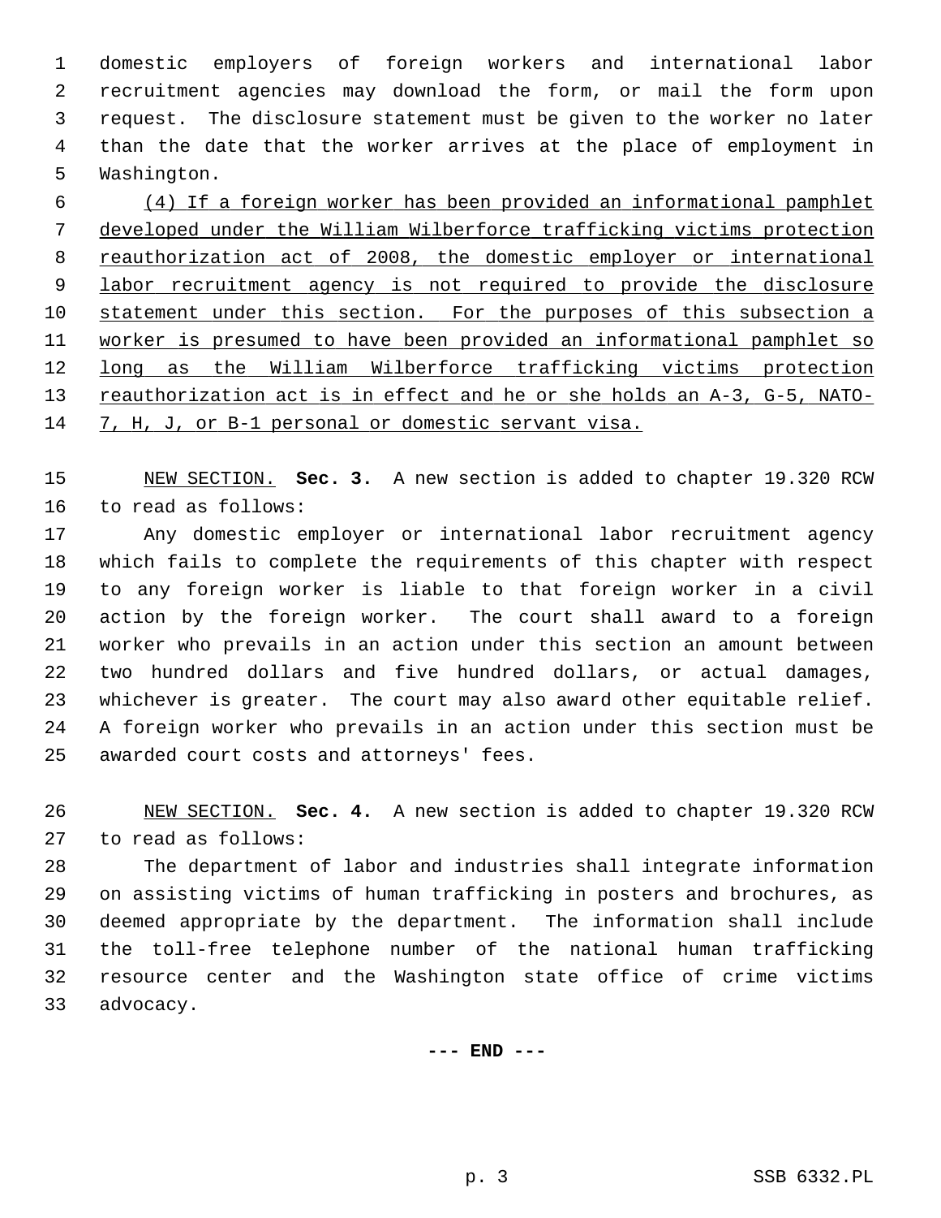domestic employers of foreign workers and international labor recruitment agencies may download the form, or mail the form upon request. The disclosure statement must be given to the worker no later than the date that the worker arrives at the place of employment in Washington.

(4) If a foreign worker has been provided an informational pamphlet developed under the William Wilberforce trafficking victims protection reauthorization act of 2008, the domestic employer or international labor recruitment agency is not required to provide the disclosure statement under this section. For the purposes of this subsection a worker is presumed to have been provided an informational pamphlet so long as the William Wilberforce trafficking victims protection reauthorization act is in effect and he or she holds an A-3, G-5, NATO-7, H, J, or B-1 personal or domestic servant visa.

NEW SECTION. **Sec. 3.** A new section is added to chapter 19.320 RCW to read as follows:

Any domestic employer or international labor recruitment agency which fails to complete the requirements of this chapter with respect to any foreign worker is liable to that foreign worker in a civil action by the foreign worker. The court shall award to a foreign worker who prevails in an action under this section an amount between two hundred dollars and five hundred dollars, or actual damages, whichever is greater. The court may also award other equitable relief. A foreign worker who prevails in an action under this section must be awarded court costs and attorneys' fees.

NEW SECTION. **Sec. 4.** A new section is added to chapter 19.320 RCW to read as follows:

The department of labor and industries shall integrate information on assisting victims of human trafficking in posters and brochures, as deemed appropriate by the department. The information shall include the toll-free telephone number of the national human trafficking resource center and the Washington state office of crime victims advocacy.

**--- END ---**